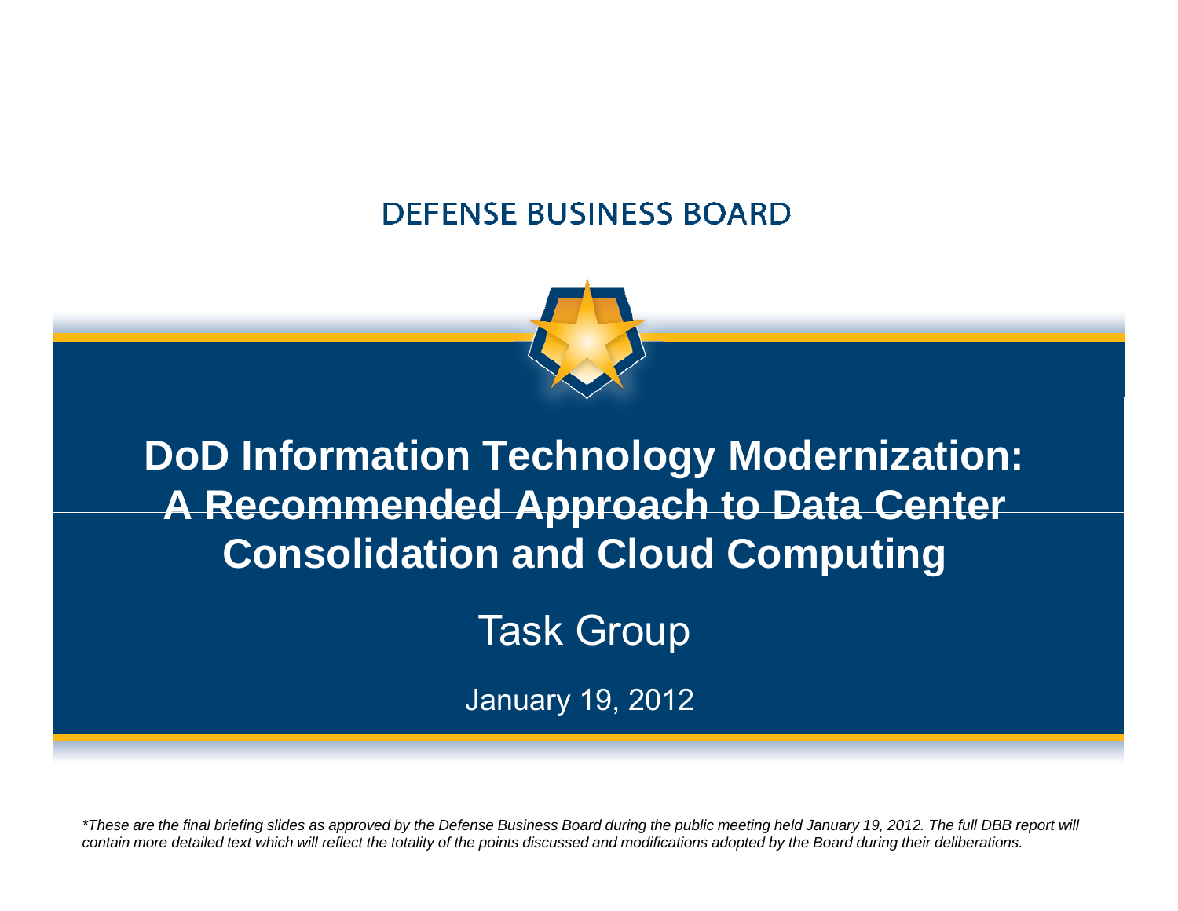DEFENSE BUSINESS BOARD

# DoD Information Technology Modernization: A Recommended Approach to Data Center Consolidation and Cloud Computing

## Task Group

January 19, 2012

*\*These are the final briefing slides as approved by the Defense Business Board during the public meeting held January 19, 2012. The full DBB report will contain more detailed text which will reflect the totality of the points discussed and modifications adopted by the Board during their deliberations.*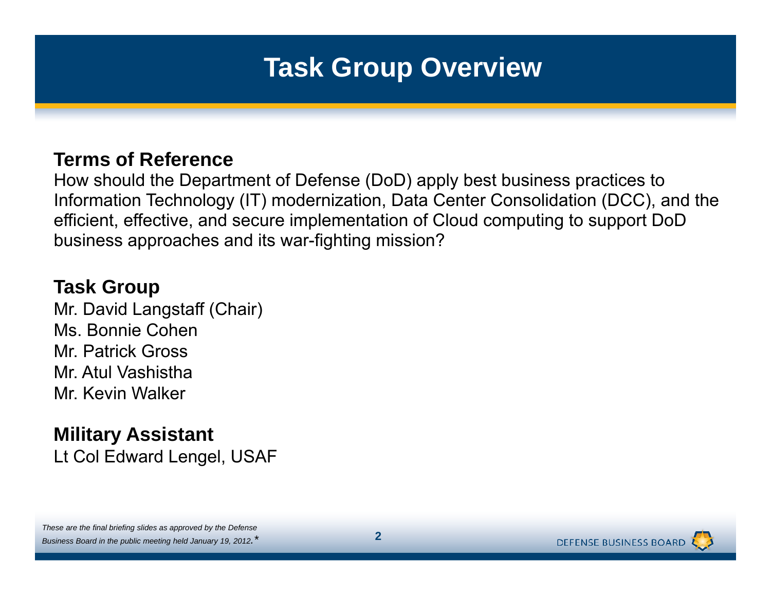# Task Group Overview

**Terms of Reference**

How should the Department of Defense (DoD) apply best business practices to Information Technology (IT) modernization, Data Center Consolidation (DCC), and the efficient, effective, and secure implementation of Cloud computing to support DoD business approaches and its war-fighting mission?

**Task Group**

Mr. David Langstaff (Chair)
Ms. Bonnie Cohen
Mr. Patrick Gross
Mr. Atul Vashistha
Mr. Kevin Walker

**Military Assistant**

Lt Col Edward Lengel, USAF

*These are the final briefing slides as approved by the Defense Business Board in the public meeting held January 19, 2012.**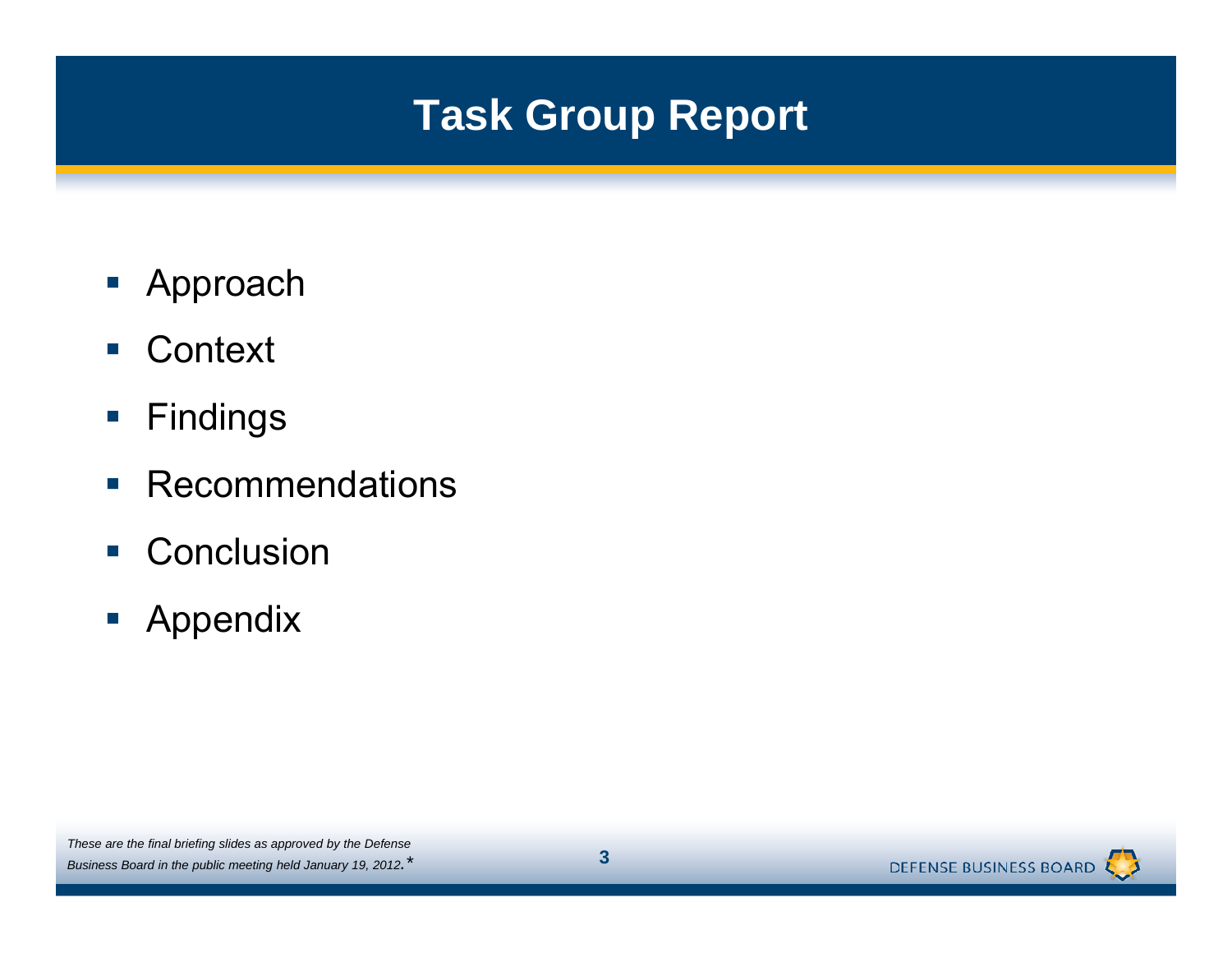# Task Group Report

- Approach
- Context
- Findings
- Recommendations
- Conclusion
- Appendix

*These are the final briefing slides as approved by the Defense Business Board in the public meeting held January 19, 2012.*\*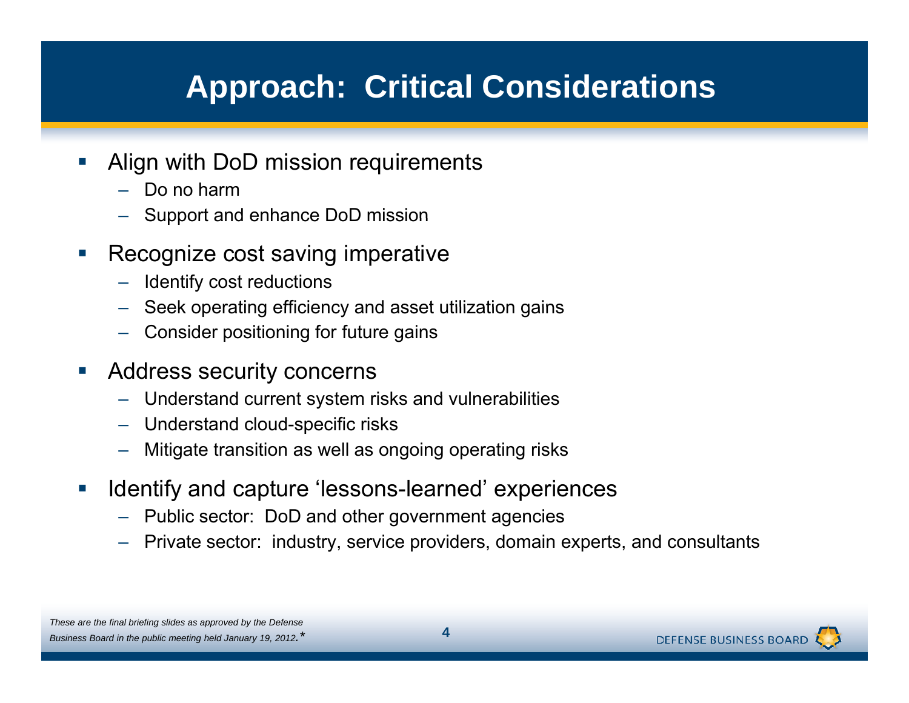# Approach: Critical Considerations

- Align with DoD mission requirements
  - Do no harm
  - Support and enhance DoD mission
- Recognize cost saving imperative
  - Identify cost reductions
  - Seek operating efficiency and asset utilization gains
  - Consider positioning for future gains
- Address security concerns
  - Understand current system risks and vulnerabilities
  - Understand cloud-specific risks
  - Mitigate transition as well as ongoing operating risks
- Identify and capture 'lessons-learned' experiences
  - Public sector: DoD and other government agencies
  - Private sector: industry, service providers, domain experts, and consultants

*These are the final briefing slides as approved by the Defense Business Board in the public meeting held January 19, 2012.*\*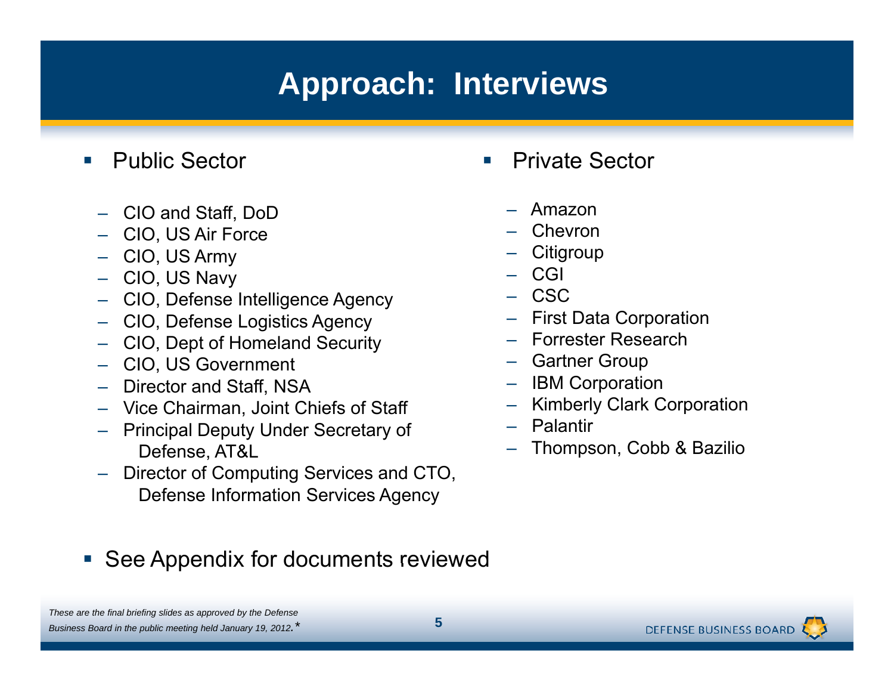# Approach: Interviews

- Public Sector
  - CIO and Staff, DoD
  - CIO, US Air Force
  - CIO, US Army
  - CIO, US Navy
  - CIO, Defense Intelligence Agency
  - CIO, Defense Logistics Agency
  - CIO, Dept of Homeland Security
  - CIO, US Government
  - Director and Staff, NSA
  - Vice Chairman, Joint Chiefs of Staff
  - Principal Deputy Under Secretary of Defense, AT&L
  - Director of Computing Services and CTO, Defense Information Services Agency

- Private Sector
  - Amazon
  - Chevron
  - Citigroup
  - CGI
  - CSC
  - First Data Corporation
  - Forrester Research
  - Gartner Group
  - IBM Corporation
  - Kimberly Clark Corporation
  - Palantir
  - Thompson, Cobb & Bazilio

- See Appendix for documents reviewed

*These are the final briefing slides as approved by the Defense Business Board in the public meeting held January 19, 2012.**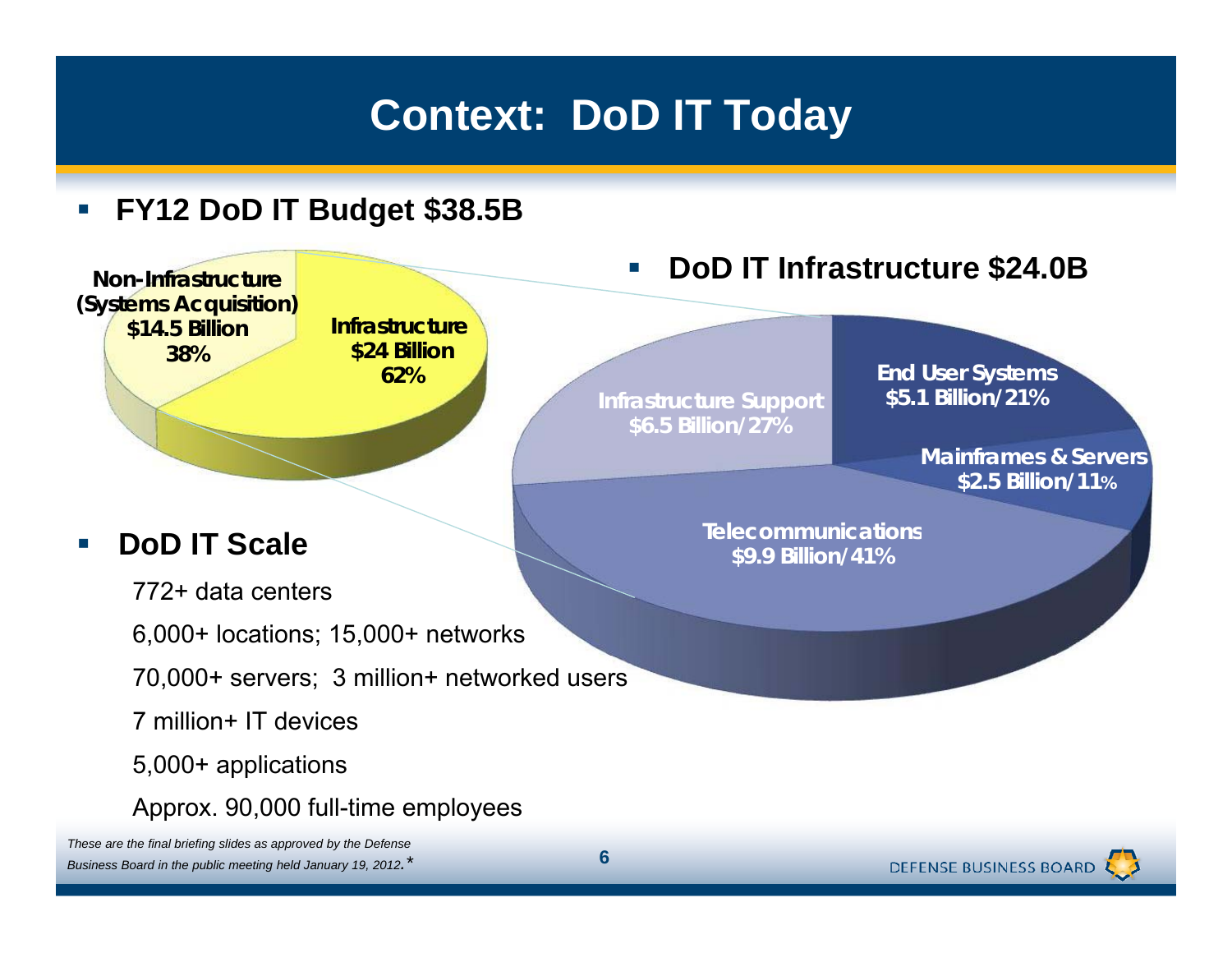# Context: DoD IT Today

- **FY12 DoD IT Budget $38.5B**

Non-Infrastructure (Systems Acquisition) $14.5 Billion 38%

Infrastructure $24 Billion 62%

- **DoD IT Infrastructure $24.0B**

Infrastructure Support $6.5 Billion/27%

End User Systems $5.1 Billion/21%

Mainframes & Servers $2.5 Billion/11%

Telecommunications $9.9 Billion/41%

- **DoD IT Scale**

  772+ data centers

  6,000+ locations; 15,000+ networks

  70,000+ servers; 3 million+ networked users

  7 million+ IT devices

  5,000+ applications

  Approx. 90,000 full-time employees

*These are the final briefing slides as approved by the Defense Business Board in the public meeting held January 19, 2012.**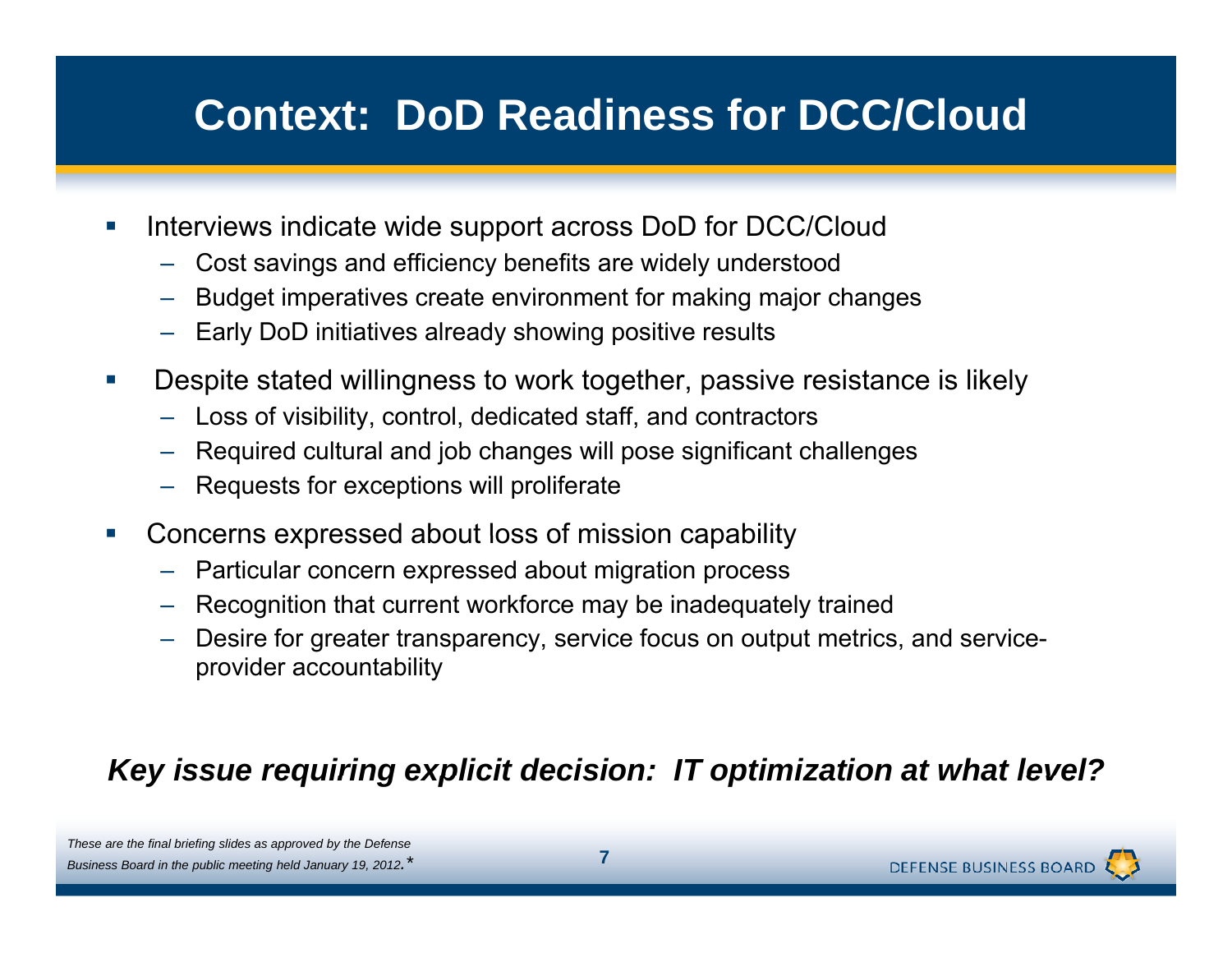# Context: DoD Readiness for DCC/Cloud

- Interviews indicate wide support across DoD for DCC/Cloud
  - Cost savings and efficiency benefits are widely understood
  - Budget imperatives create environment for making major changes
  - Early DoD initiatives already showing positive results
- Despite stated willingness to work together, passive resistance is likely
  - Loss of visibility, control, dedicated staff, and contractors
  - Required cultural and job changes will pose significant challenges
  - Requests for exceptions will proliferate
- Concerns expressed about loss of mission capability
  - Particular concern expressed about migration process
  - Recognition that current workforce may be inadequately trained
  - Desire for greater transparency, service focus on output metrics, and service-provider accountability

***Key issue requiring explicit decision: IT optimization at what level?***

*These are the final briefing slides as approved by the Defense Business Board in the public meeting held January 19, 2012.**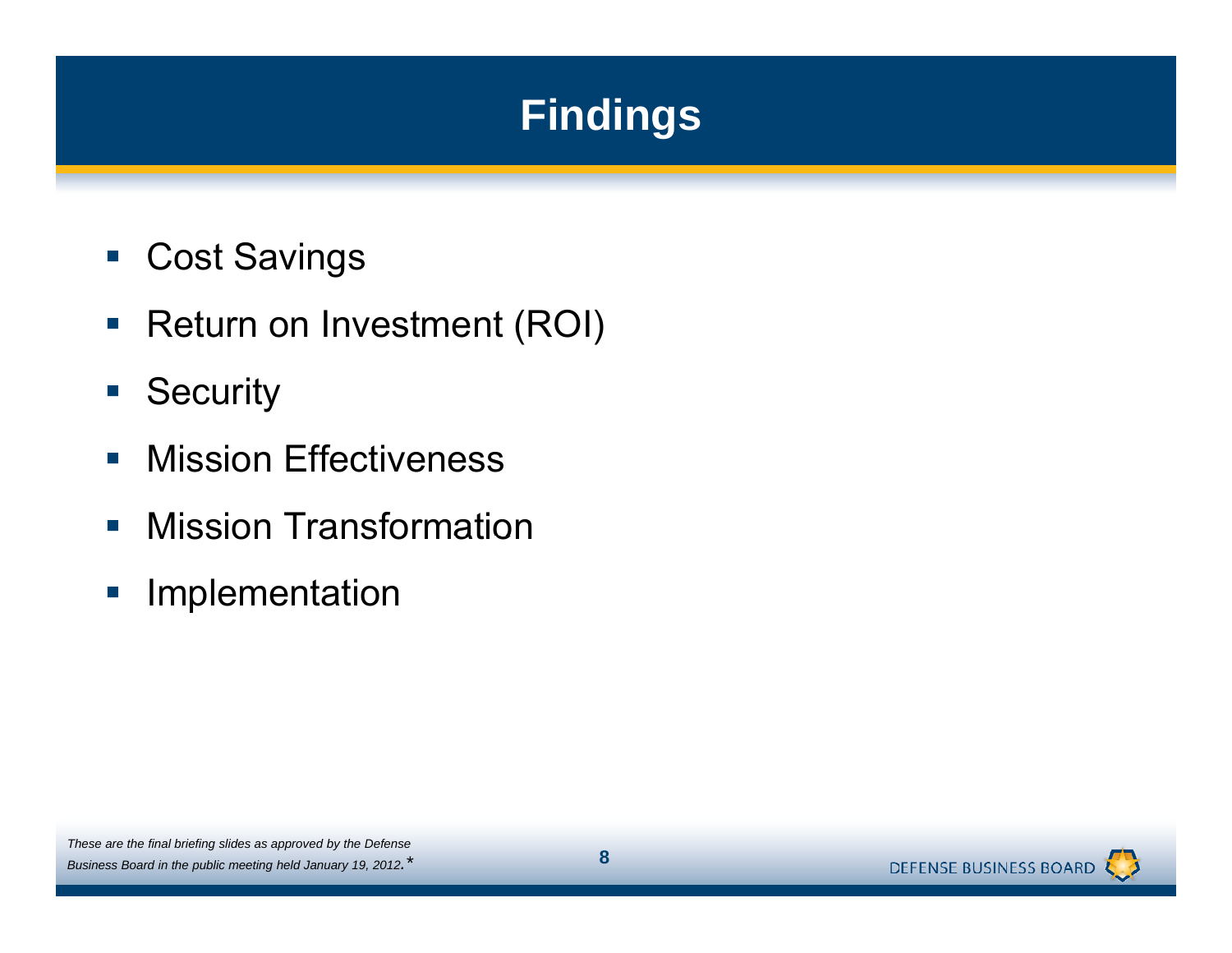# Findings

- Cost Savings
- Return on Investment (ROI)
- Security
- Mission Effectiveness
- Mission Transformation
- Implementation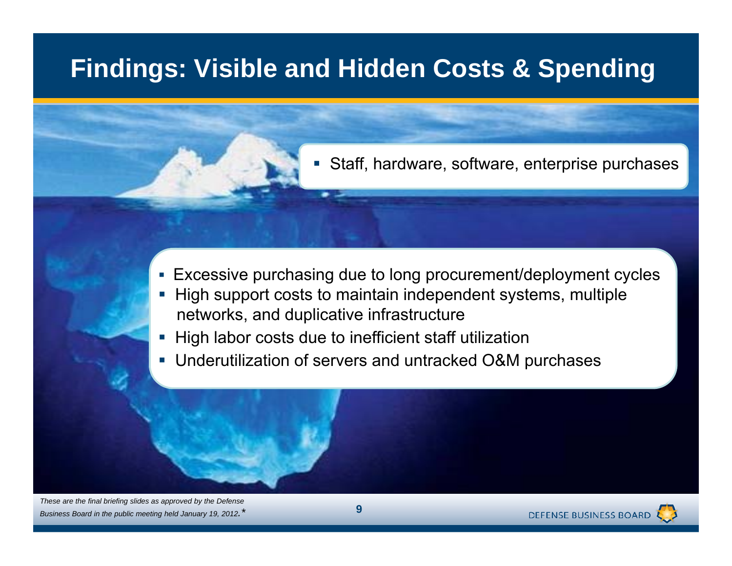# Findings: Visible and Hidden Costs & Spending

- Staff, hardware, software, enterprise purchases

- Excessive purchasing due to long procurement/deployment cycles
- High support costs to maintain independent systems, multiple networks, and duplicative infrastructure
- High labor costs due to inefficient staff utilization
- Underutilization of servers and untracked O&M purchases

*These are the final briefing slides as approved by the Defense Business Board in the public meeting held January 19, 2012.*\*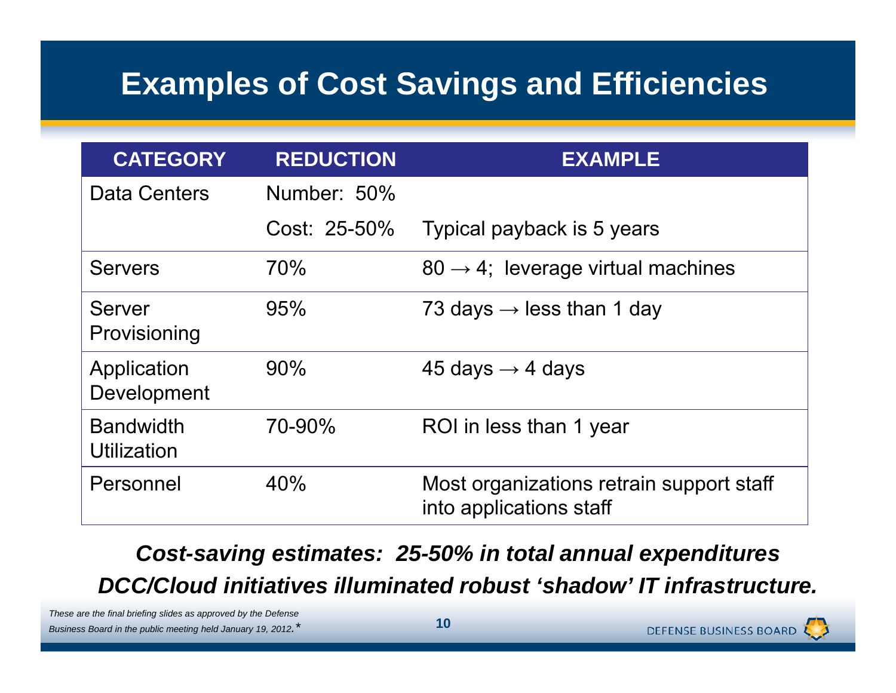# Examples of Cost Savings and Efficiencies

| CATEGORY | REDUCTION | EXAMPLE |
|---|---|---|
| Data Centers | Number: 50% | |
| | Cost: 25-50% | Typical payback is 5 years |
| Servers | 70% | 80 → 4; leverage virtual machines |
| Server Provisioning | 95% | 73 days → less than 1 day |
| Application Development | 90% | 45 days → 4 days |
| Bandwidth Utilization | 70-90% | ROI in less than 1 year |
| Personnel | 40% | Most organizations retrain support staff into applications staff |

***Cost-saving estimates: 25-50% in total annual expenditures***

***DCC/Cloud initiatives illuminated robust 'shadow' IT infrastructure.***

*These are the final briefing slides as approved by the Defense Business Board in the public meeting held January 19, 2012.**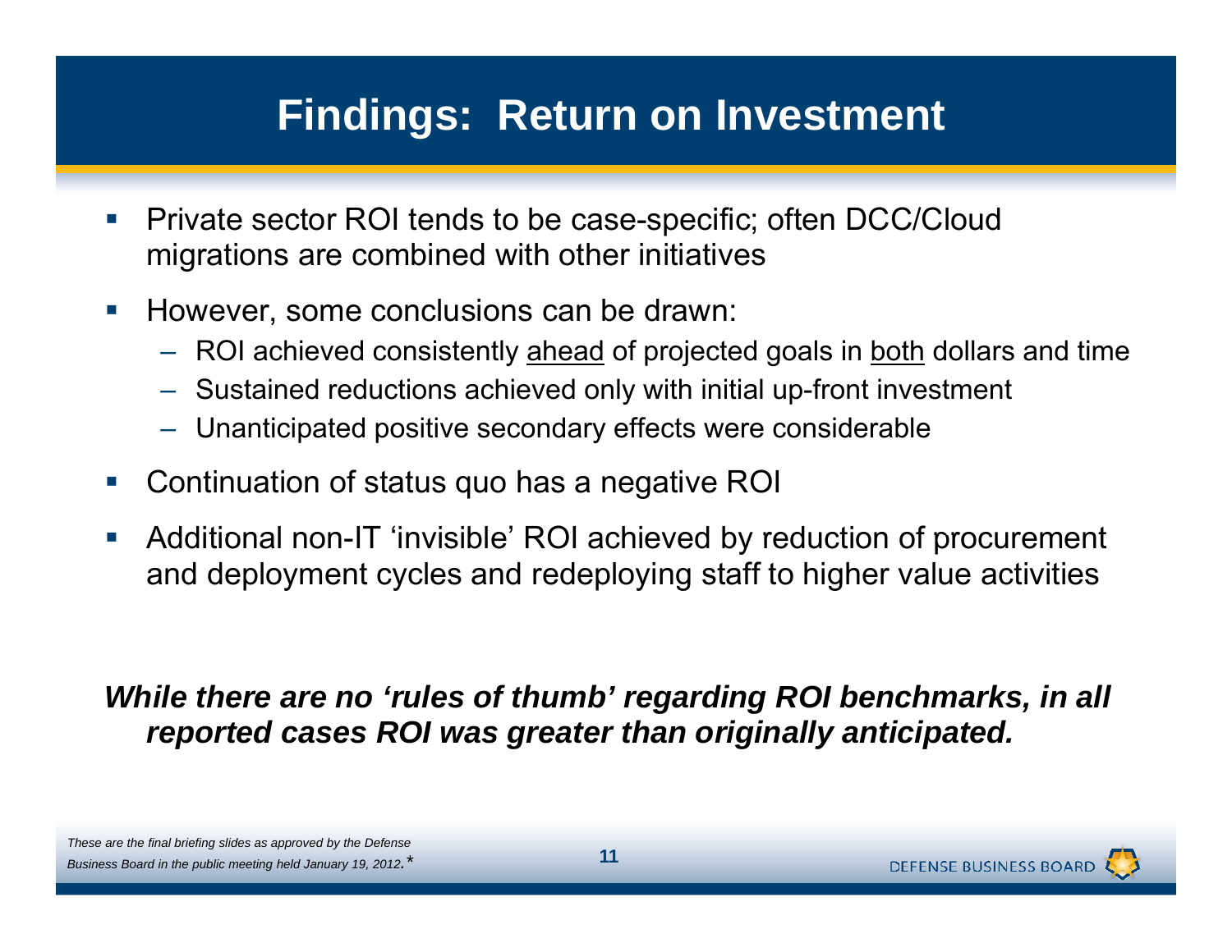# Findings: Return on Investment

- Private sector ROI tends to be case-specific; often DCC/Cloud migrations are combined with other initiatives
- However, some conclusions can be drawn:
  - ROI achieved consistently <u>ahead</u> of projected goals in <u>both</u> dollars and time
  - Sustained reductions achieved only with initial up-front investment
  - Unanticipated positive secondary effects were considerable
- Continuation of status quo has a negative ROI
- Additional non-IT 'invisible' ROI achieved by reduction of procurement and deployment cycles and redeploying staff to higher value activities

***While there are no 'rules of thumb' regarding ROI benchmarks, in all reported cases ROI was greater than originally anticipated.***

*These are the final briefing slides as approved by the Defense Business Board in the public meeting held January 19, 2012.**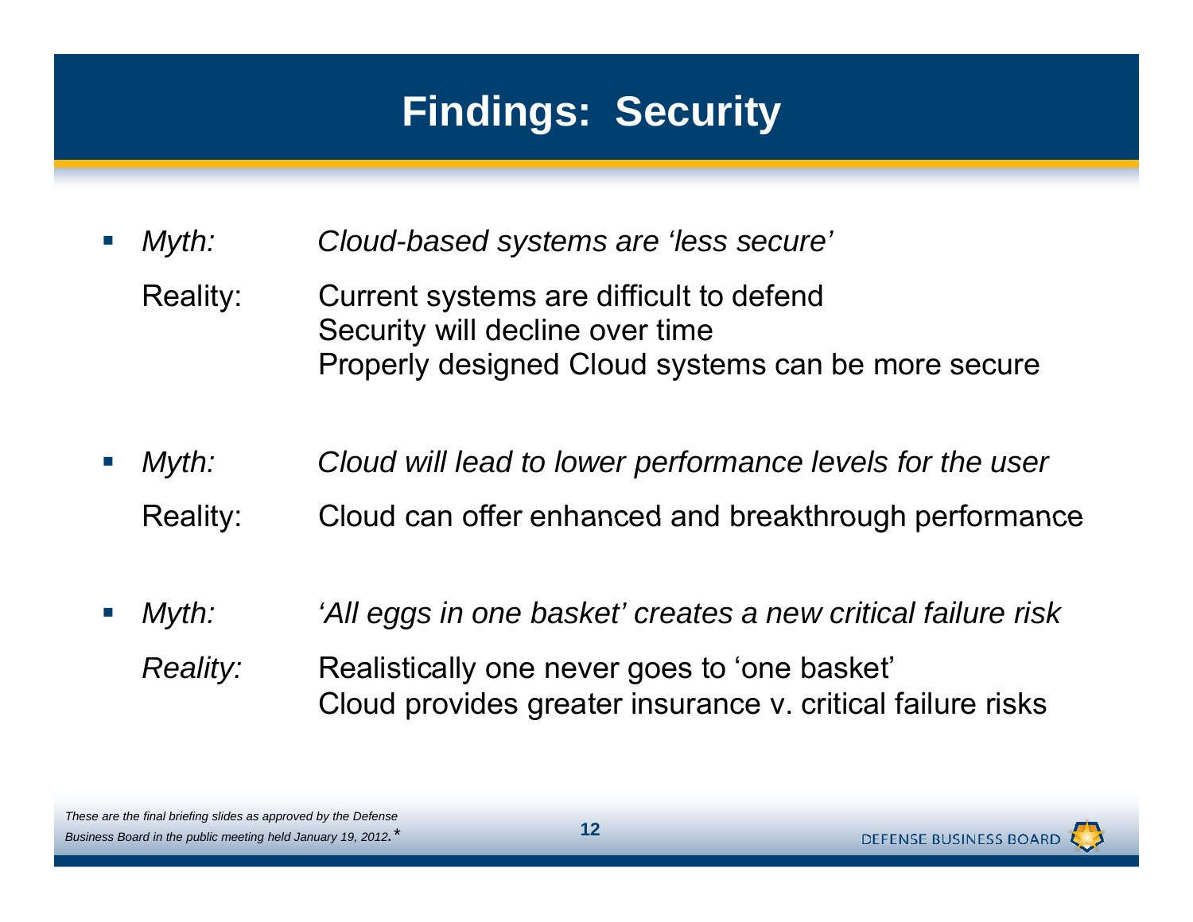# Findings: Security

- *Myth:* *Cloud-based systems are 'less secure'*

  Reality: Current systems are difficult to defend
  Security will decline over time
  Properly designed Cloud systems can be more secure

- *Myth:* *Cloud will lead to lower performance levels for the user*

  Reality: Cloud can offer enhanced and breakthrough performance

- *Myth:* *'All eggs in one basket' creates a new critical failure risk*

  *Reality:* Realistically one never goes to 'one basket'
  Cloud provides greater insurance v. critical failure risks

*These are the final briefing slides as approved by the Defense Business Board in the public meeting held January 19, 2012.**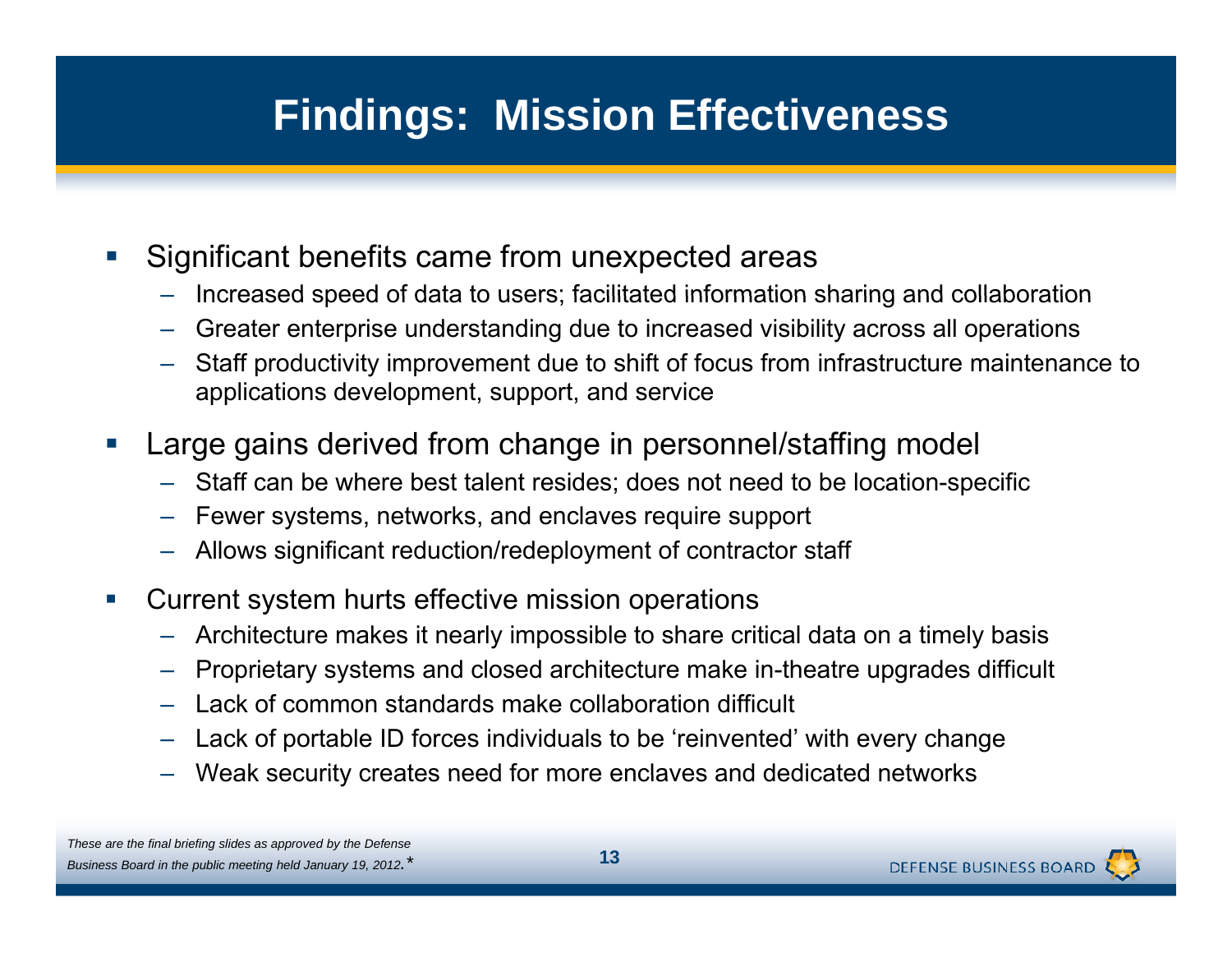# Findings: Mission Effectiveness

- Significant benefits came from unexpected areas
  - Increased speed of data to users; facilitated information sharing and collaboration
  - Greater enterprise understanding due to increased visibility across all operations
  - Staff productivity improvement due to shift of focus from infrastructure maintenance to applications development, support, and service
- Large gains derived from change in personnel/staffing model
  - Staff can be where best talent resides; does not need to be location-specific
  - Fewer systems, networks, and enclaves require support
  - Allows significant reduction/redeployment of contractor staff
- Current system hurts effective mission operations
  - Architecture makes it nearly impossible to share critical data on a timely basis
  - Proprietary systems and closed architecture make in-theatre upgrades difficult
  - Lack of common standards make collaboration difficult
  - Lack of portable ID forces individuals to be 'reinvented' with every change
  - Weak security creates need for more enclaves and dedicated networks

*These are the final briefing slides as approved by the Defense Business Board in the public meeting held January 19, 2012.**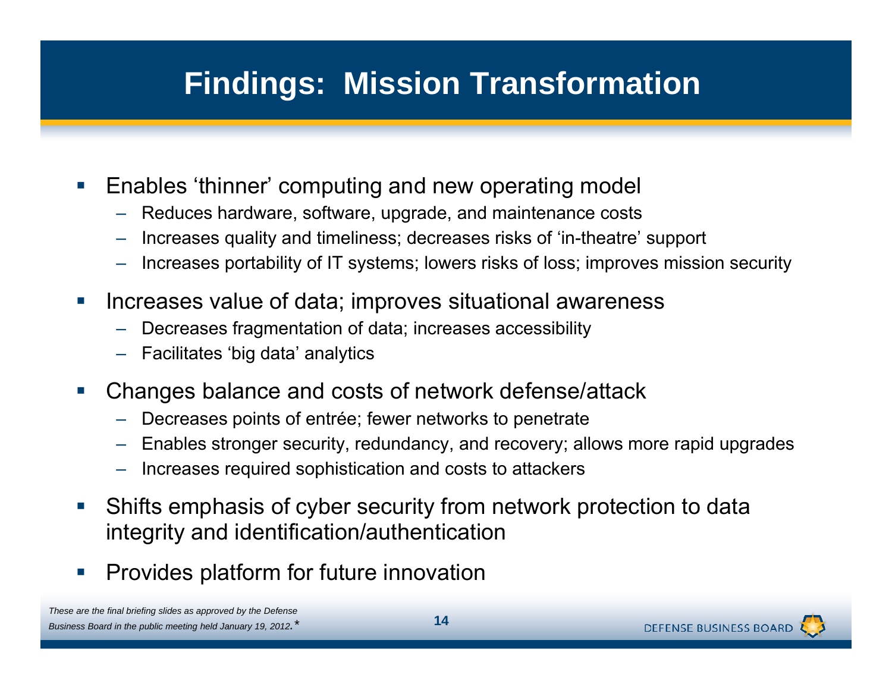# Findings: Mission Transformation

- Enables 'thinner' computing and new operating model
  - Reduces hardware, software, upgrade, and maintenance costs
  - Increases quality and timeliness; decreases risks of 'in-theatre' support
  - Increases portability of IT systems; lowers risks of loss; improves mission security
- Increases value of data; improves situational awareness
  - Decreases fragmentation of data; increases accessibility
  - Facilitates 'big data' analytics
- Changes balance and costs of network defense/attack
  - Decreases points of entrée; fewer networks to penetrate
  - Enables stronger security, redundancy, and recovery; allows more rapid upgrades
  - Increases required sophistication and costs to attackers
- Shifts emphasis of cyber security from network protection to data integrity and identification/authentication
- Provides platform for future innovation

*These are the final briefing slides as approved by the Defense Business Board in the public meeting held January 19, 2012.**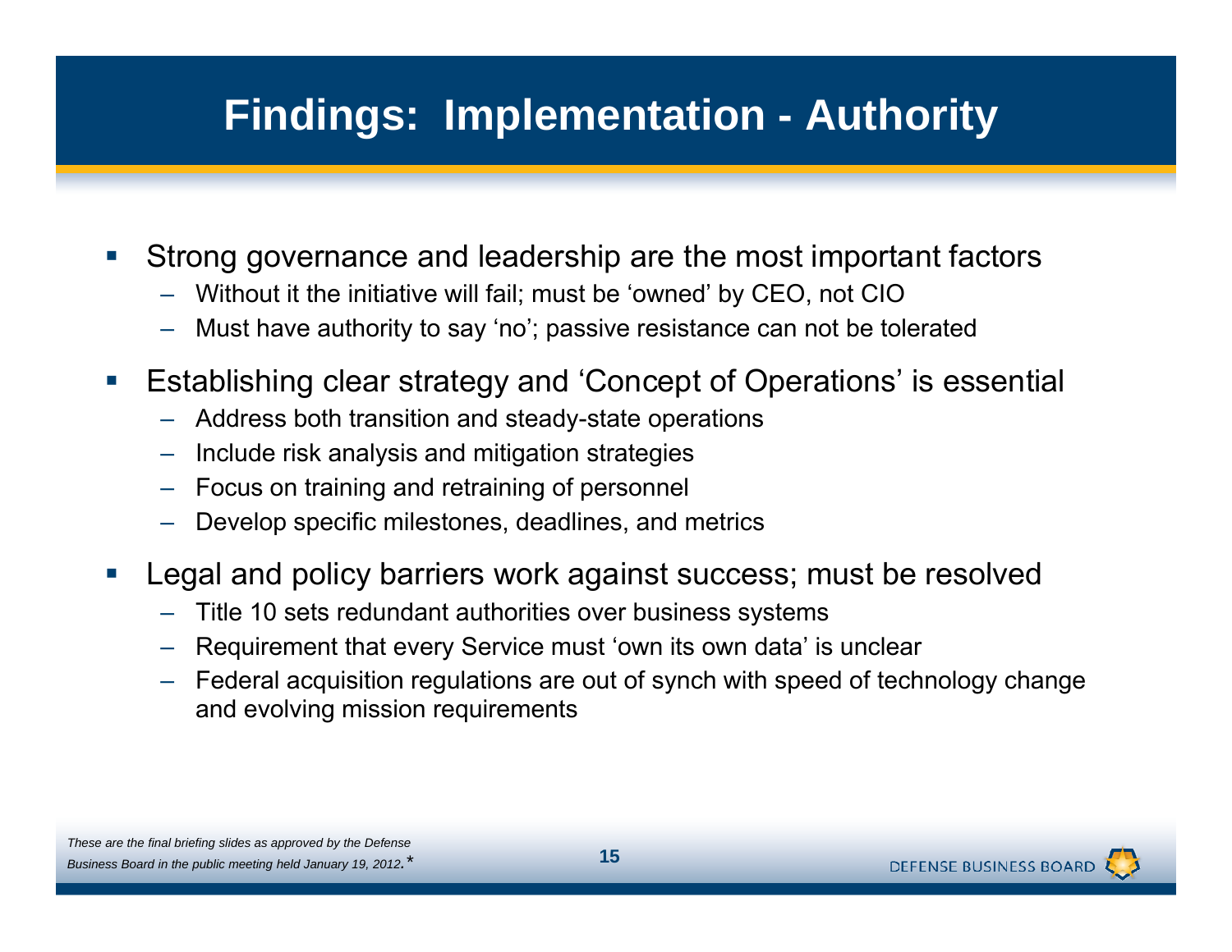# Findings: Implementation - Authority

- Strong governance and leadership are the most important factors
  - Without it the initiative will fail; must be 'owned' by CEO, not CIO
  - Must have authority to say 'no'; passive resistance can not be tolerated
- Establishing clear strategy and 'Concept of Operations' is essential
  - Address both transition and steady-state operations
  - Include risk analysis and mitigation strategies
  - Focus on training and retraining of personnel
  - Develop specific milestones, deadlines, and metrics
- Legal and policy barriers work against success; must be resolved
  - Title 10 sets redundant authorities over business systems
  - Requirement that every Service must 'own its own data' is unclear
  - Federal acquisition regulations are out of synch with speed of technology change and evolving mission requirements

*These are the final briefing slides as approved by the Defense Business Board in the public meeting held January 19, 2012.* *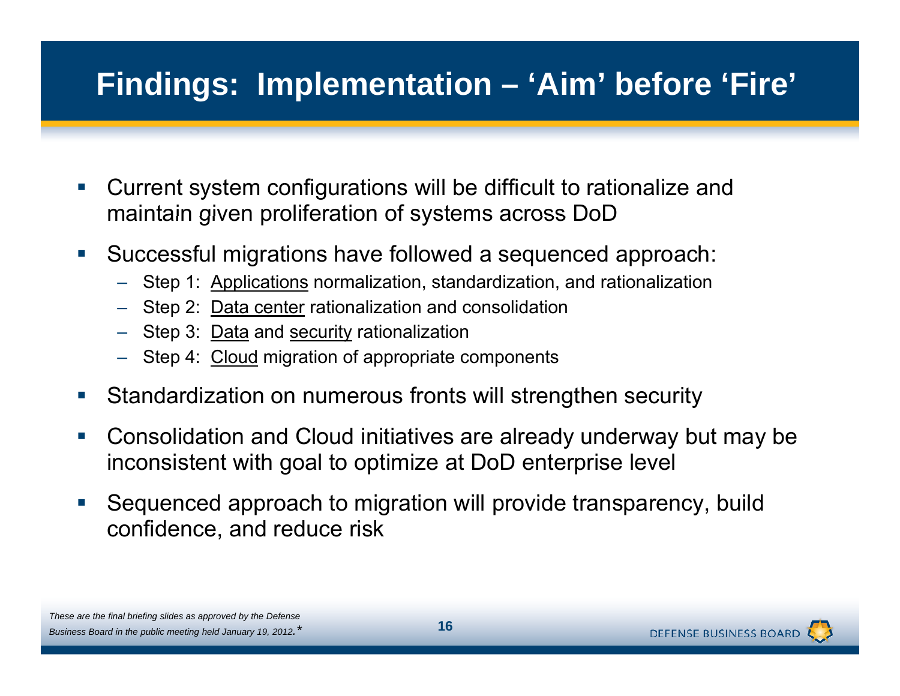# Findings: Implementation – 'Aim' before 'Fire'

- Current system configurations will be difficult to rationalize and maintain given proliferation of systems across DoD
- Successful migrations have followed a sequenced approach:
  - Step 1: <u>Applications</u> normalization, standardization, and rationalization
  - Step 2: <u>Data center</u> rationalization and consolidation
  - Step 3: <u>Data</u> and <u>security</u> rationalization
  - Step 4: <u>Cloud</u> migration of appropriate components
- Standardization on numerous fronts will strengthen security
- Consolidation and Cloud initiatives are already underway but may be inconsistent with goal to optimize at DoD enterprise level
- Sequenced approach to migration will provide transparency, build confidence, and reduce risk

*These are the final briefing slides as approved by the Defense Business Board in the public meeting held January 19, 2012.**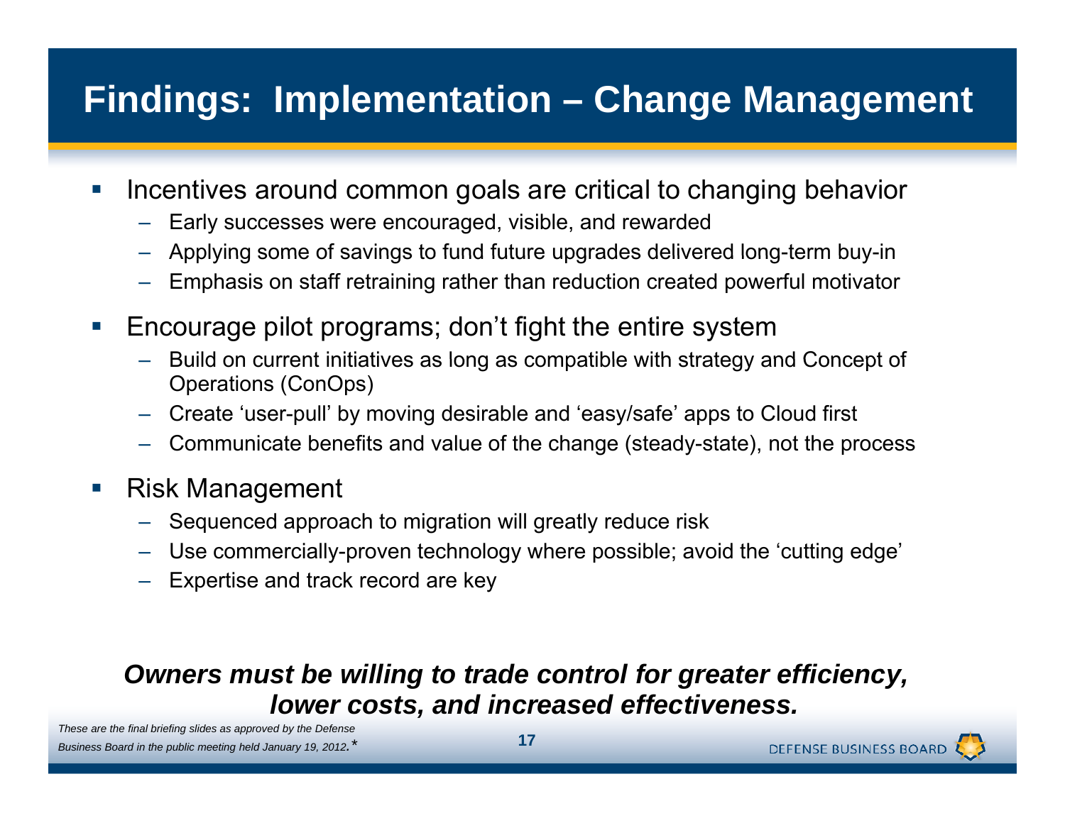# Findings: Implementation – Change Management

- Incentives around common goals are critical to changing behavior
  - Early successes were encouraged, visible, and rewarded
  - Applying some of savings to fund future upgrades delivered long-term buy-in
  - Emphasis on staff retraining rather than reduction created powerful motivator
- Encourage pilot programs; don't fight the entire system
  - Build on current initiatives as long as compatible with strategy and Concept of Operations (ConOps)
  - Create 'user-pull' by moving desirable and 'easy/safe' apps to Cloud first
  - Communicate benefits and value of the change (steady-state), not the process
- Risk Management
  - Sequenced approach to migration will greatly reduce risk
  - Use commercially-proven technology where possible; avoid the 'cutting edge'
  - Expertise and track record are key

***Owners must be willing to trade control for greater efficiency, lower costs, and increased effectiveness.***

*These are the final briefing slides as approved by the Defense Business Board in the public meeting held January 19, 2012.**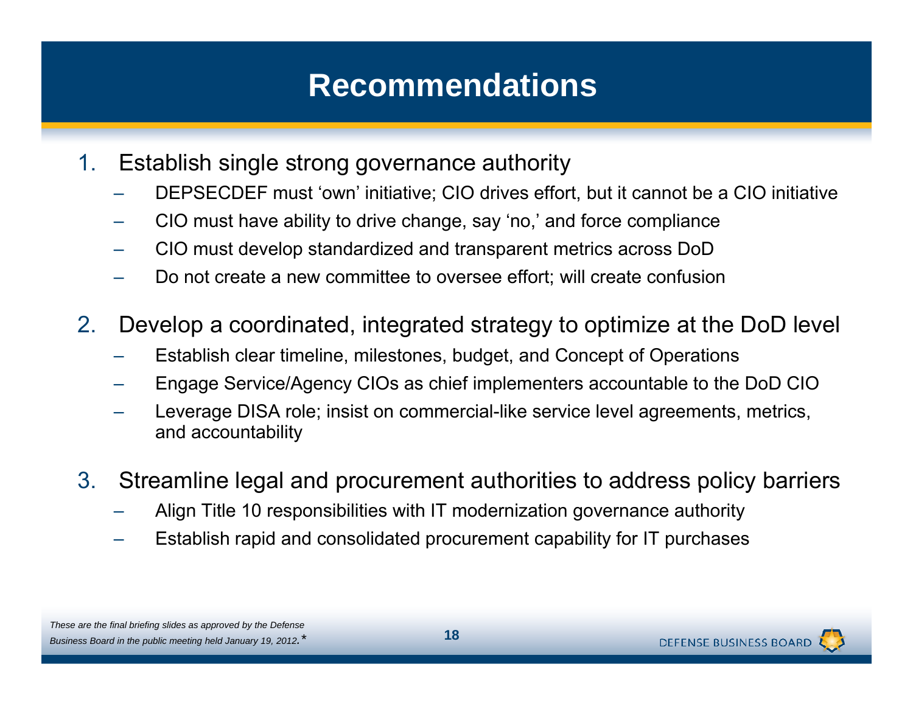# Recommendations

1. Establish single strong governance authority
   - DEPSECDEF must 'own' initiative; CIO drives effort, but it cannot be a CIO initiative
   - CIO must have ability to drive change, say 'no,' and force compliance
   - CIO must develop standardized and transparent metrics across DoD
   - Do not create a new committee to oversee effort; will create confusion

2. Develop a coordinated, integrated strategy to optimize at the DoD level
   - Establish clear timeline, milestones, budget, and Concept of Operations
   - Engage Service/Agency CIOs as chief implementers accountable to the DoD CIO
   - Leverage DISA role; insist on commercial-like service level agreements, metrics, and accountability

3. Streamline legal and procurement authorities to address policy barriers
   - Align Title 10 responsibilities with IT modernization governance authority
   - Establish rapid and consolidated procurement capability for IT purchases

*These are the final briefing slides as approved by the Defense Business Board in the public meeting held January 19, 2012.**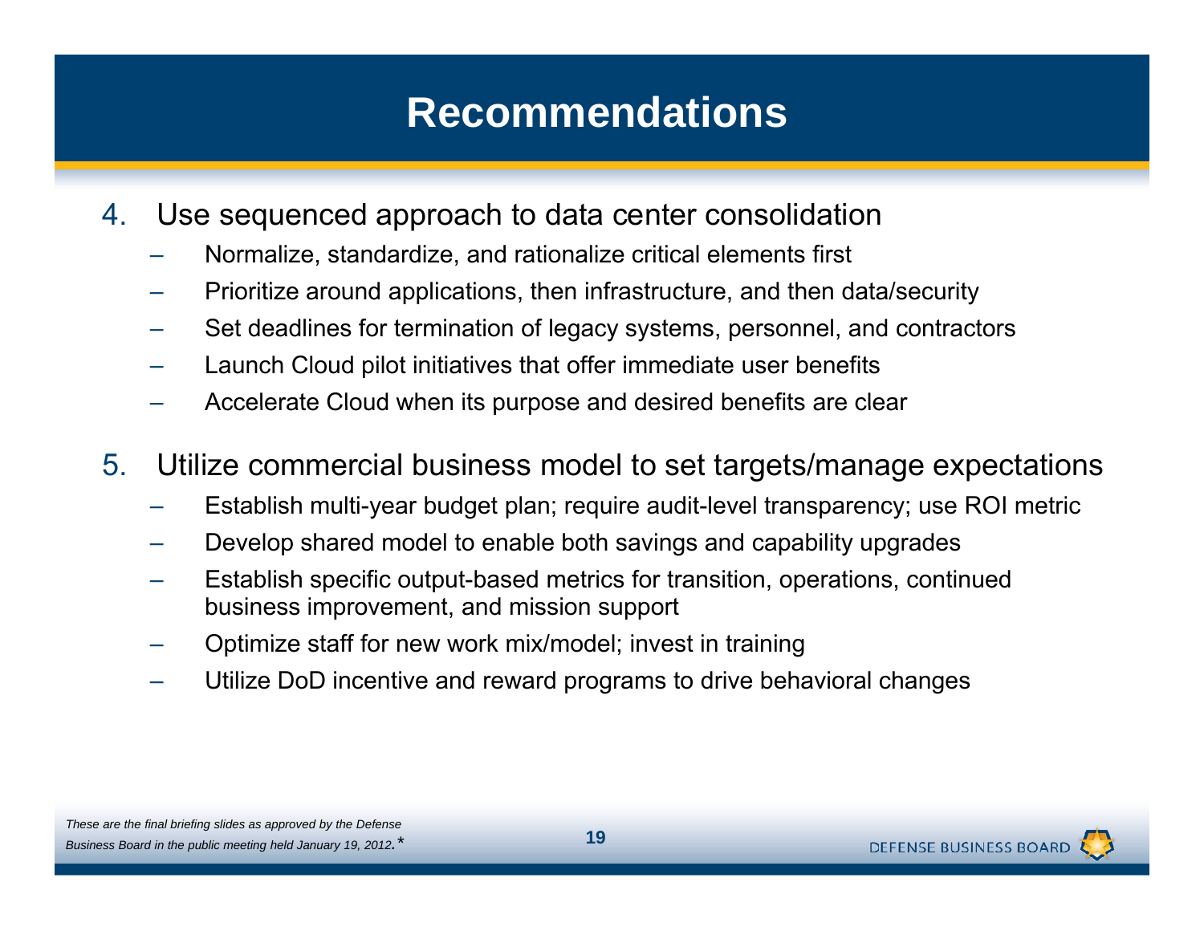# Recommendations

4. Use sequenced approach to data center consolidation
   - Normalize, standardize, and rationalize critical elements first
   - Prioritize around applications, then infrastructure, and then data/security
   - Set deadlines for termination of legacy systems, personnel, and contractors
   - Launch Cloud pilot initiatives that offer immediate user benefits
   - Accelerate Cloud when its purpose and desired benefits are clear

5. Utilize commercial business model to set targets/manage expectations
   - Establish multi-year budget plan; require audit-level transparency; use ROI metric
   - Develop shared model to enable both savings and capability upgrades
   - Establish specific output-based metrics for transition, operations, continued business improvement, and mission support
   - Optimize staff for new work mix/model; invest in training
   - Utilize DoD incentive and reward programs to drive behavioral changes

*These are the final briefing slides as approved by the Defense Business Board in the public meeting held January 19, 2012.**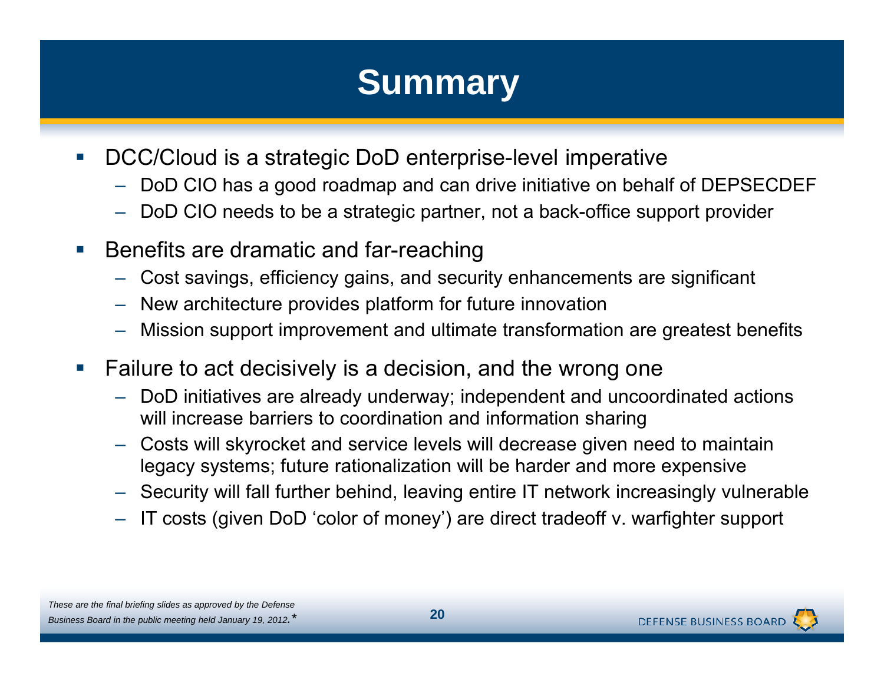# Summary

- DCC/Cloud is a strategic DoD enterprise-level imperative
  - DoD CIO has a good roadmap and can drive initiative on behalf of DEPSECDEF
  - DoD CIO needs to be a strategic partner, not a back-office support provider
- Benefits are dramatic and far-reaching
  - Cost savings, efficiency gains, and security enhancements are significant
  - New architecture provides platform for future innovation
  - Mission support improvement and ultimate transformation are greatest benefits
- Failure to act decisively is a decision, and the wrong one
  - DoD initiatives are already underway; independent and uncoordinated actions will increase barriers to coordination and information sharing
  - Costs will skyrocket and service levels will decrease given need to maintain legacy systems; future rationalization will be harder and more expensive
  - Security will fall further behind, leaving entire IT network increasingly vulnerable
  - IT costs (given DoD 'color of money') are direct tradeoff v. warfighter support

*These are the final briefing slides as approved by the Defense Business Board in the public meeting held January 19, 2012.**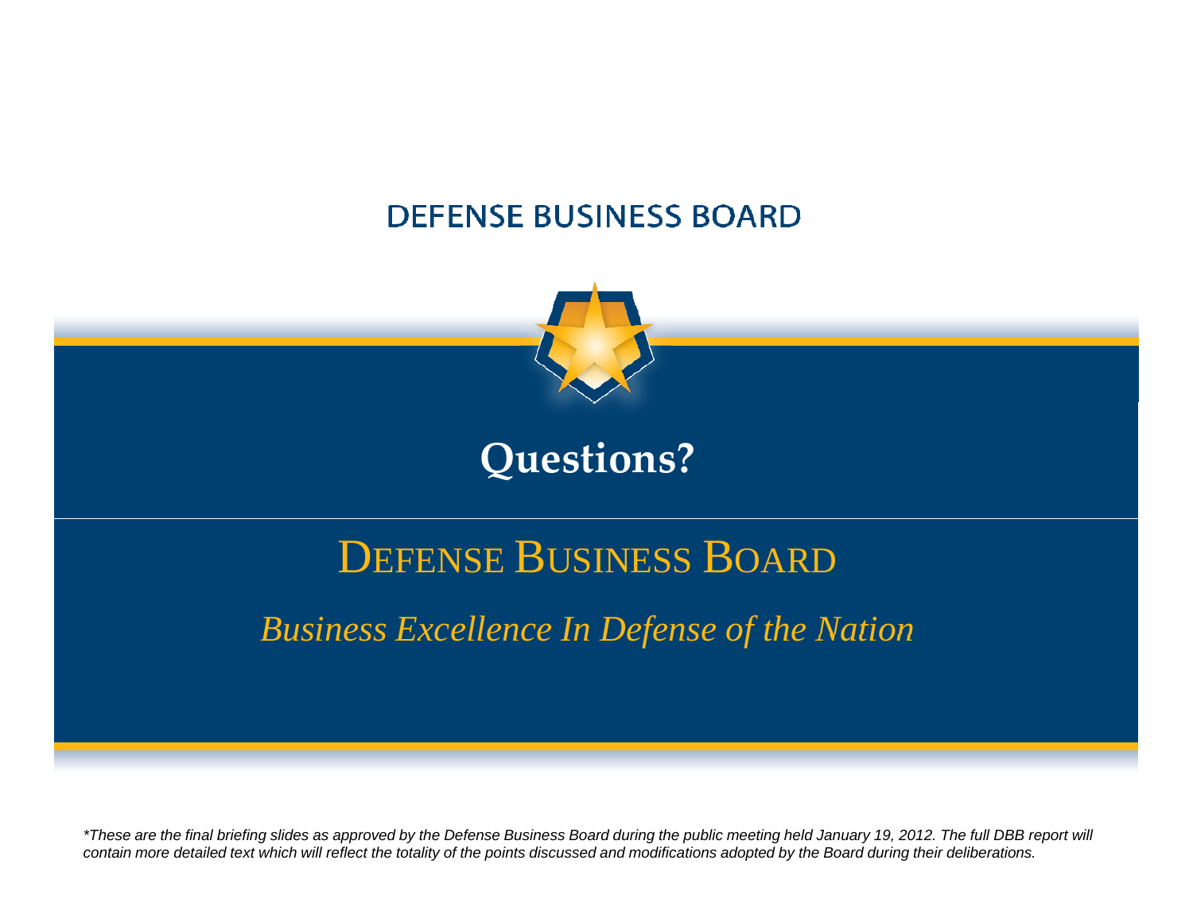DEFENSE BUSINESS BOARD

# Questions?

DEFENSE BUSINESS BOARD

*Business Excellence In Defense of the Nation*

*\*These are the final briefing slides as approved by the Defense Business Board during the public meeting held January 19, 2012. The full DBB report will contain more detailed text which will reflect the totality of the points discussed and modifications adopted by the Board during their deliberations.*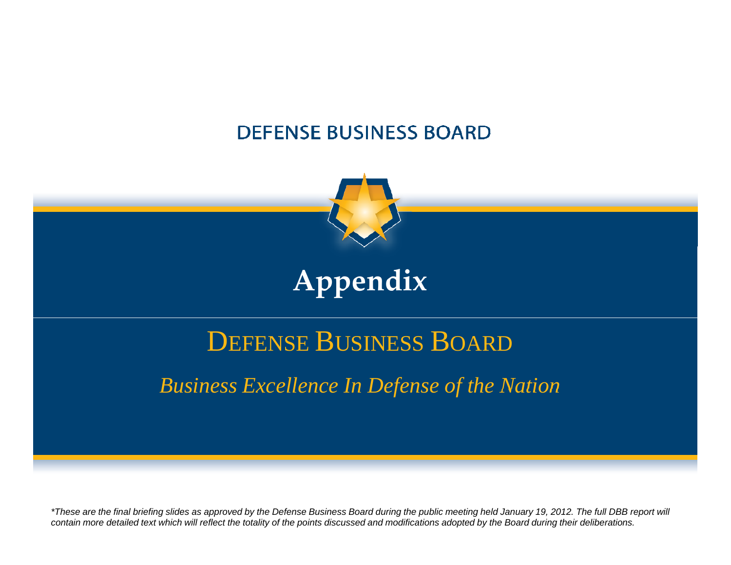DEFENSE BUSINESS BOARD

# Appendix

## DEFENSE BUSINESS BOARD

*Business Excellence In Defense of the Nation*

*\*These are the final briefing slides as approved by the Defense Business Board during the public meeting held January 19, 2012. The full DBB report will contain more detailed text which will reflect the totality of the points discussed and modifications adopted by the Board during their deliberations.*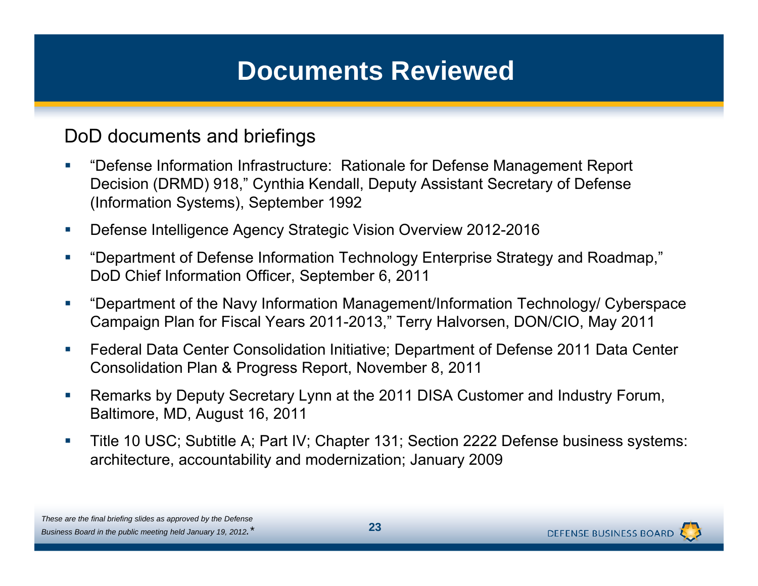# Documents Reviewed

## DoD documents and briefings

- "Defense Information Infrastructure: Rationale for Defense Management Report Decision (DRMD) 918," Cynthia Kendall, Deputy Assistant Secretary of Defense (Information Systems), September 1992
- Defense Intelligence Agency Strategic Vision Overview 2012-2016
- "Department of Defense Information Technology Enterprise Strategy and Roadmap," DoD Chief Information Officer, September 6, 2011
- "Department of the Navy Information Management/Information Technology/ Cyberspace Campaign Plan for Fiscal Years 2011-2013," Terry Halvorsen, DON/CIO, May 2011
- Federal Data Center Consolidation Initiative; Department of Defense 2011 Data Center Consolidation Plan & Progress Report, November 8, 2011
- Remarks by Deputy Secretary Lynn at the 2011 DISA Customer and Industry Forum, Baltimore, MD, August 16, 2011
- Title 10 USC; Subtitle A; Part IV; Chapter 131; Section 2222 Defense business systems: architecture, accountability and modernization; January 2009

*These are the final briefing slides as approved by the Defense Business Board in the public meeting held January 19, 2012.**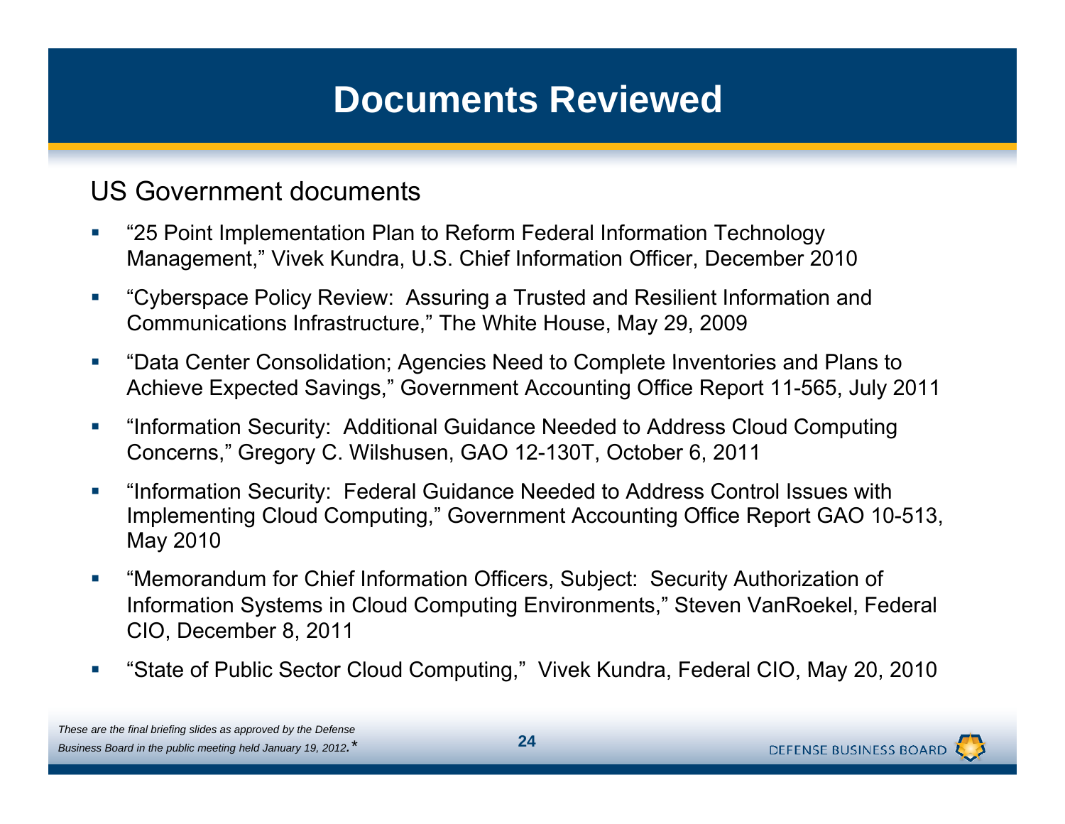# Documents Reviewed

## US Government documents

- "25 Point Implementation Plan to Reform Federal Information Technology Management," Vivek Kundra, U.S. Chief Information Officer, December 2010
- "Cyberspace Policy Review: Assuring a Trusted and Resilient Information and Communications Infrastructure," The White House, May 29, 2009
- "Data Center Consolidation; Agencies Need to Complete Inventories and Plans to Achieve Expected Savings," Government Accounting Office Report 11-565, July 2011
- "Information Security: Additional Guidance Needed to Address Cloud Computing Concerns," Gregory C. Wilshusen, GAO 12-130T, October 6, 2011
- "Information Security: Federal Guidance Needed to Address Control Issues with Implementing Cloud Computing," Government Accounting Office Report GAO 10-513, May 2010
- "Memorandum for Chief Information Officers, Subject: Security Authorization of Information Systems in Cloud Computing Environments," Steven VanRoekel, Federal CIO, December 8, 2011
- "State of Public Sector Cloud Computing," Vivek Kundra, Federal CIO, May 20, 2010

*These are the final briefing slides as approved by the Defense Business Board in the public meeting held January 19, 2012.**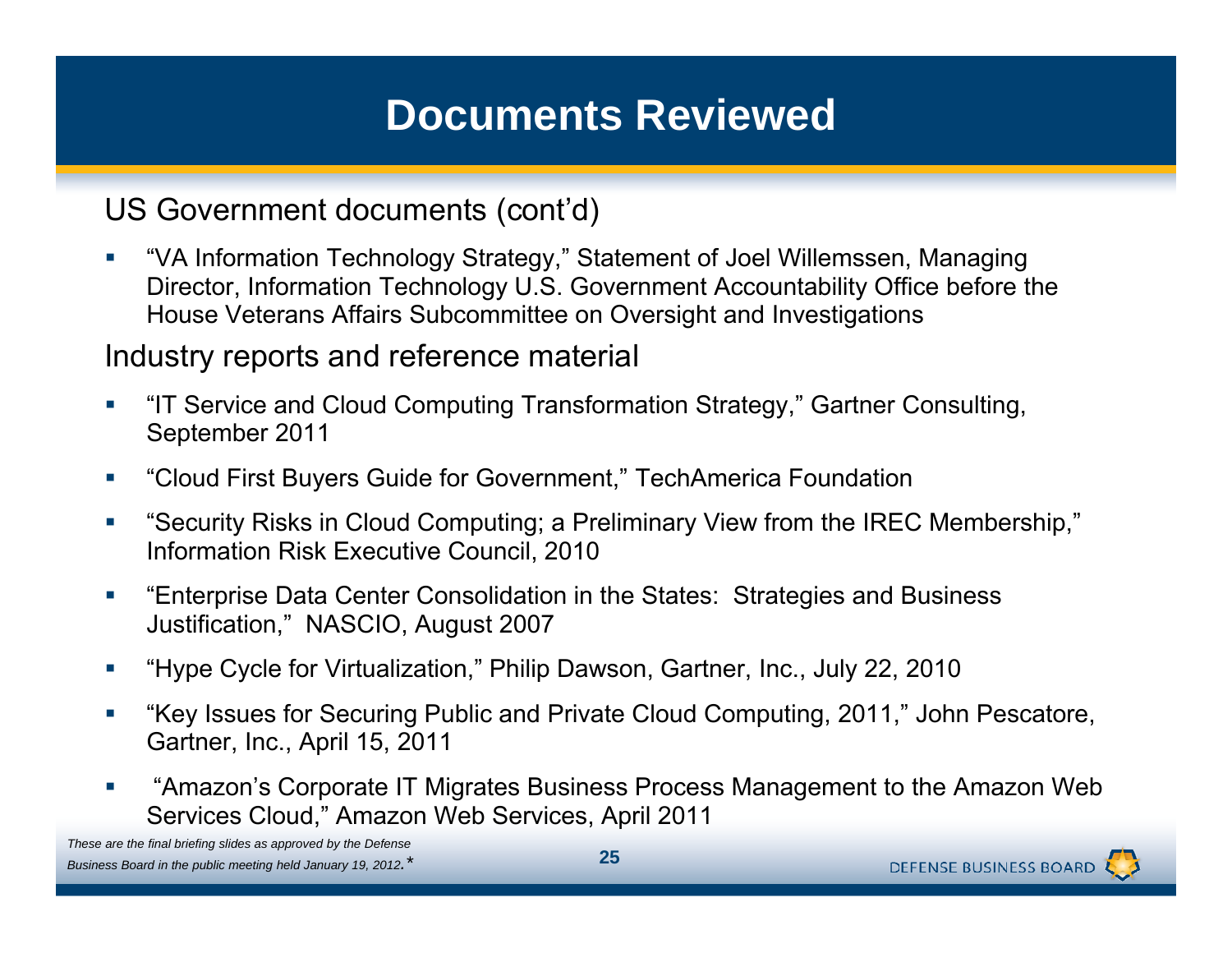# Documents Reviewed

## US Government documents (cont'd)

- "VA Information Technology Strategy," Statement of Joel Willemssen, Managing Director, Information Technology U.S. Government Accountability Office before the House Veterans Affairs Subcommittee on Oversight and Investigations

## Industry reports and reference material

- "IT Service and Cloud Computing Transformation Strategy," Gartner Consulting, September 2011
- "Cloud First Buyers Guide for Government," TechAmerica Foundation
- "Security Risks in Cloud Computing; a Preliminary View from the IREC Membership," Information Risk Executive Council, 2010
- "Enterprise Data Center Consolidation in the States: Strategies and Business Justification," NASCIO, August 2007
- "Hype Cycle for Virtualization," Philip Dawson, Gartner, Inc., July 22, 2010
- "Key Issues for Securing Public and Private Cloud Computing, 2011," John Pescatore, Gartner, Inc., April 15, 2011
- "Amazon's Corporate IT Migrates Business Process Management to the Amazon Web Services Cloud," Amazon Web Services, April 2011

*These are the final briefing slides as approved by the Defense Business Board in the public meeting held January 19, 2012.**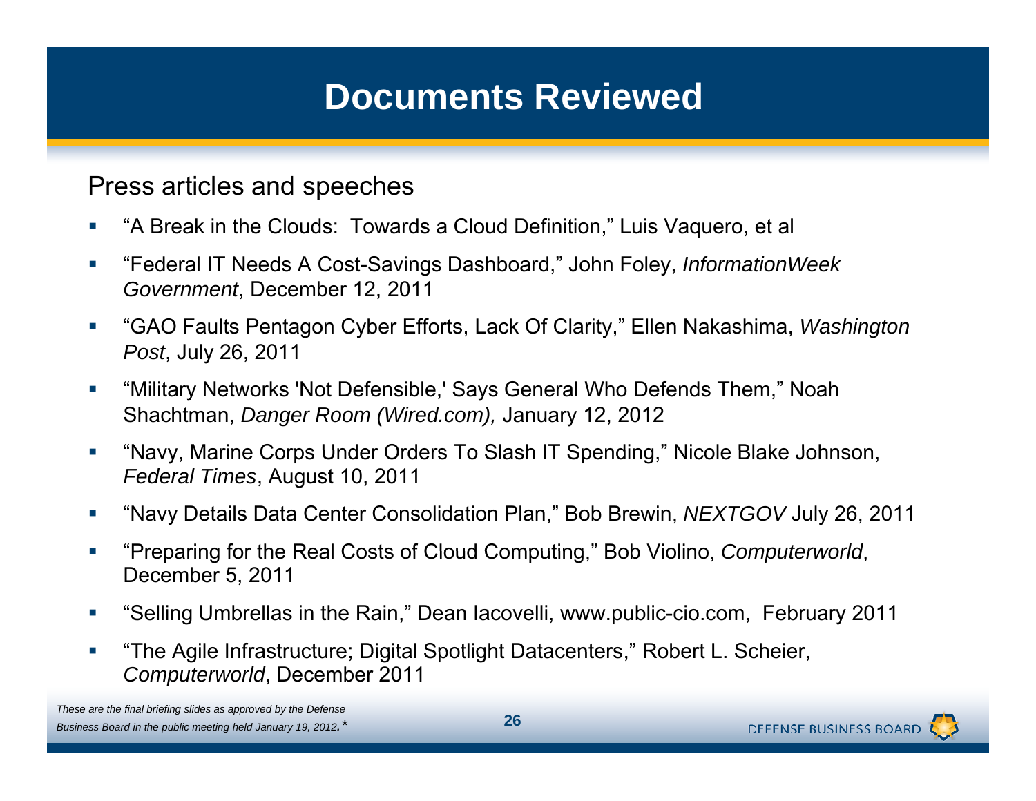# Documents Reviewed

Press articles and speeches

- "A Break in the Clouds: Towards a Cloud Definition," Luis Vaquero, et al
- "Federal IT Needs A Cost-Savings Dashboard," John Foley, *InformationWeek Government*, December 12, 2011
- "GAO Faults Pentagon Cyber Efforts, Lack Of Clarity," Ellen Nakashima, *Washington Post*, July 26, 2011
- "Military Networks 'Not Defensible,' Says General Who Defends Them," Noah Shachtman, *Danger Room (Wired.com),* January 12, 2012
- "Navy, Marine Corps Under Orders To Slash IT Spending," Nicole Blake Johnson, *Federal Times*, August 10, 2011
- "Navy Details Data Center Consolidation Plan," Bob Brewin, *NEXTGOV* July 26, 2011
- "Preparing for the Real Costs of Cloud Computing," Bob Violino, *Computerworld*, December 5, 2011
- "Selling Umbrellas in the Rain," Dean Iacovelli, www.public-cio.com, February 2011
- "The Agile Infrastructure; Digital Spotlight Datacenters," Robert L. Scheier, *Computerworld*, December 2011

*These are the final briefing slides as approved by the Defense Business Board in the public meeting held January 19, 2012.* *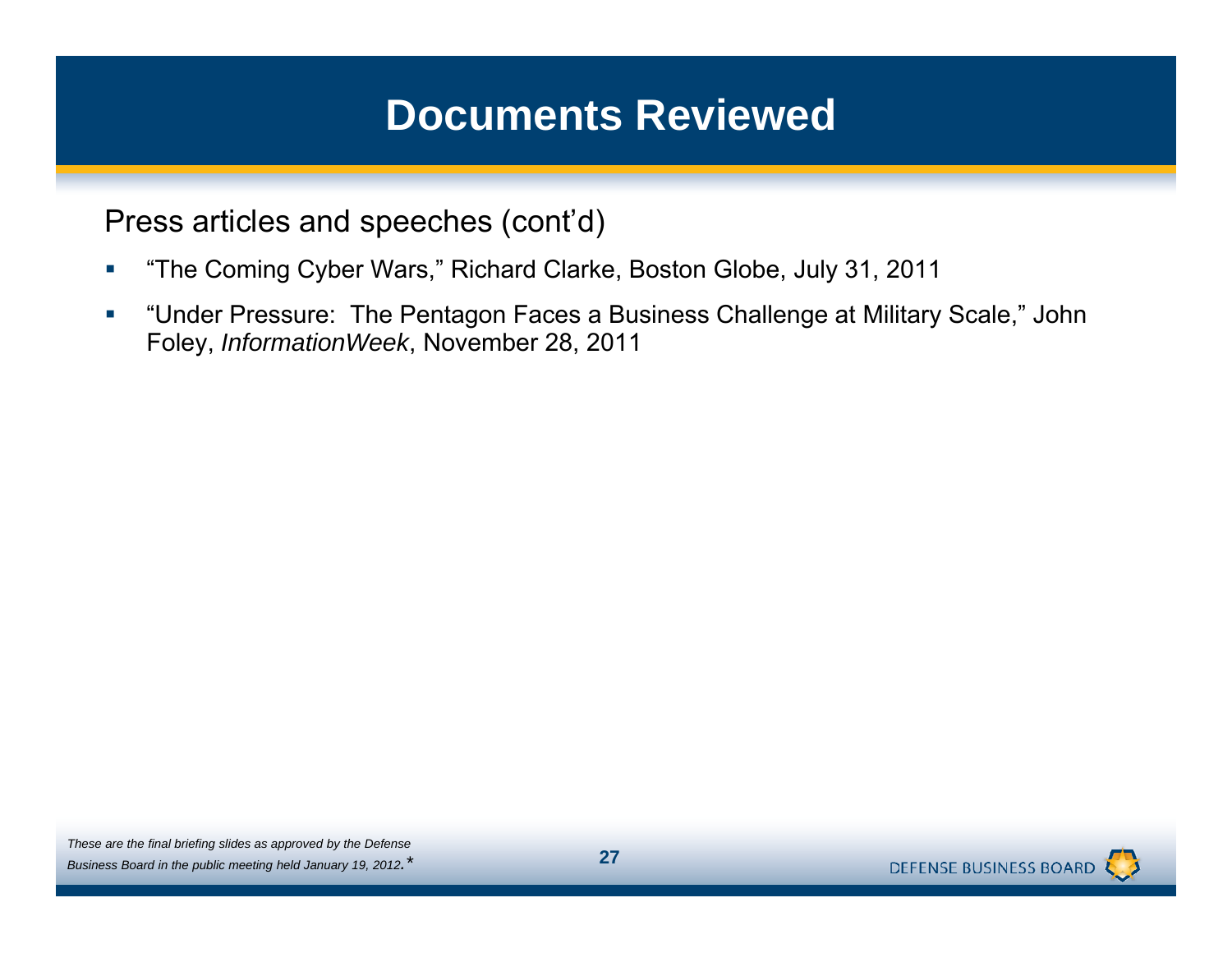# Documents Reviewed

Press articles and speeches (cont'd)

- "The Coming Cyber Wars," Richard Clarke, Boston Globe, July 31, 2011
- "Under Pressure: The Pentagon Faces a Business Challenge at Military Scale," John Foley, *InformationWeek*, November 28, 2011

*These are the final briefing slides as approved by the Defense Business Board in the public meeting held January 19, 2012.**